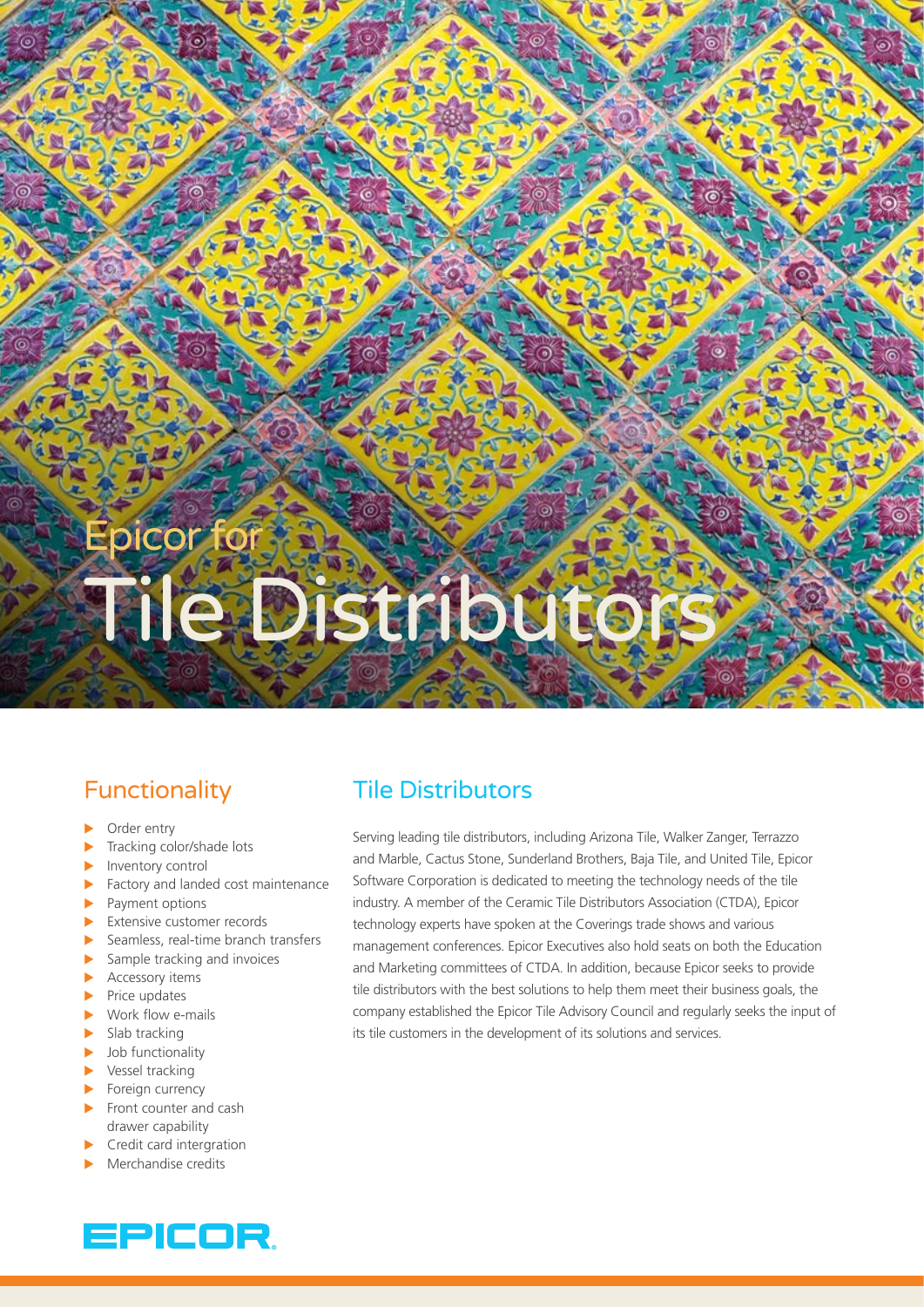# Epicor for Tile Distributors

## Functionality

- Order entry
- Tracking color/shade lots
- Inventory control
- Factory and landed cost maintenance
- Payment options
- Extensive customer records
- Seamless, real-time branch transfers
- Sample tracking and invoices
- Accessory items
- Price updates
- Work flow e-mails
- Slab tracking
- Job functionality
- Vessel tracking
- Foreign currency
- Front counter and cash drawer capability
- Credit card intergration
- Merchandise credits

## Tile Distributors

Serving leading tile distributors, including Arizona Tile, Walker Zanger, Terrazzo and Marble, Cactus Stone, Sunderland Brothers, Baja Tile, and United Tile, Epicor Software Corporation is dedicated to meeting the technology needs of the tile industry. A member of the Ceramic Tile Distributors Association (CTDA), Epicor technology experts have spoken at the Coverings trade shows and various management conferences. Epicor Executives also hold seats on both the Education and Marketing committees of CTDA. In addition, because Epicor seeks to provide tile distributors with the best solutions to help them meet their business goals, the company established the Epicor Tile Advisory Council and regularly seeks the input of its tile customers in the development of its solutions and services.

EPICOR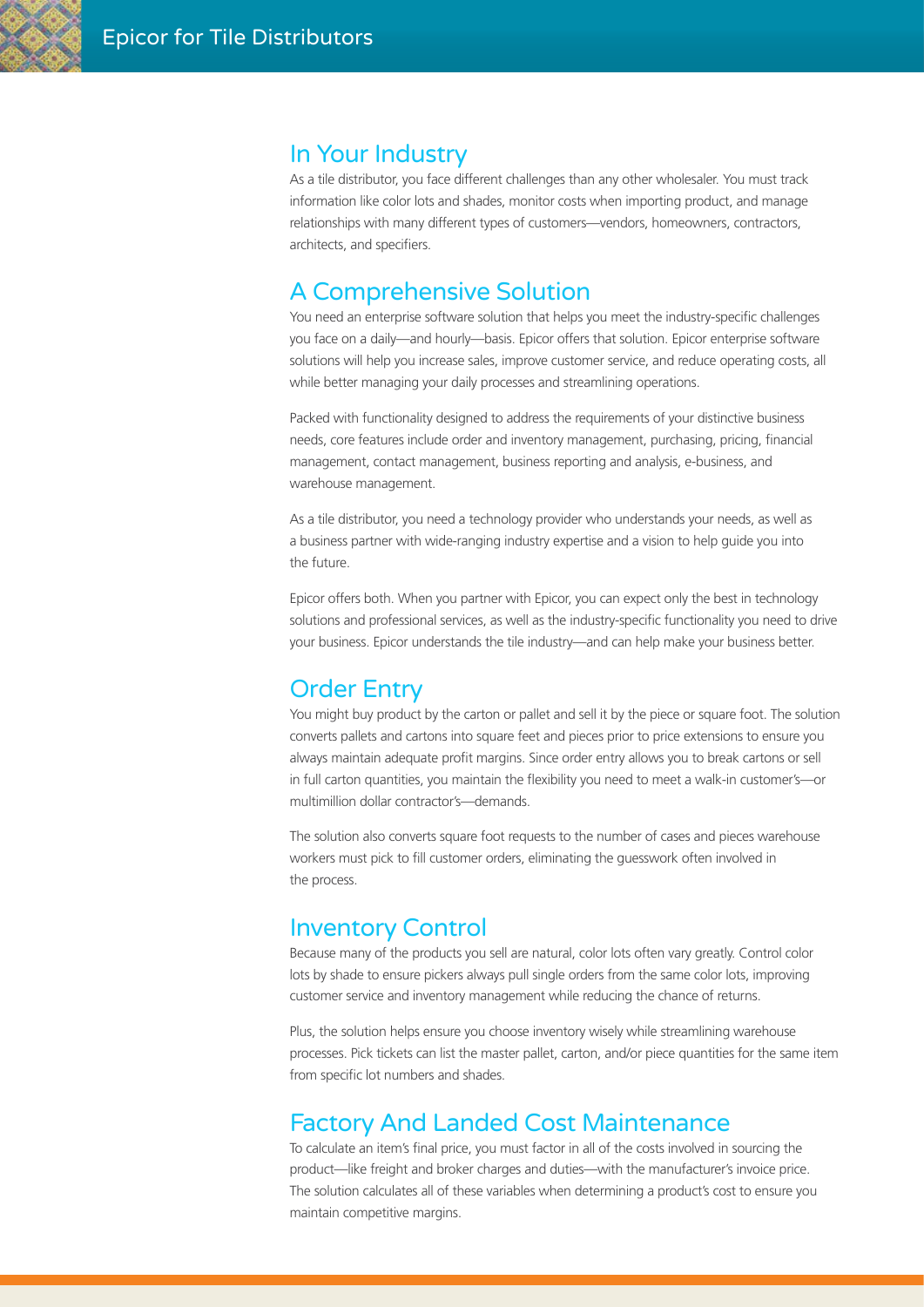## In Your Industry

As a tile distributor, you face different challenges than any other wholesaler. You must track information like color lots and shades, monitor costs when importing product, and manage relationships with many different types of customers—vendors, homeowners, contractors, architects, and specifiers.

## A Comprehensive Solution

You need an enterprise software solution that helps you meet the industry-specific challenges you face on a daily—and hourly—basis. Epicor offers that solution. Epicor enterprise software solutions will help you increase sales, improve customer service, and reduce operating costs, all while better managing your daily processes and streamlining operations.

Packed with functionality designed to address the requirements of your distinctive business needs, core features include order and inventory management, purchasing, pricing, financial management, contact management, business reporting and analysis, e-business, and warehouse management.

As a tile distributor, you need a technology provider who understands your needs, as well as a business partner with wide-ranging industry expertise and a vision to help guide you into the future.

Epicor offers both. When you partner with Epicor, you can expect only the best in technology solutions and professional services, as well as the industry-specific functionality you need to drive your business. Epicor understands the tile industry—and can help make your business better.

## Order Entry

You might buy product by the carton or pallet and sell it by the piece or square foot. The solution converts pallets and cartons into square feet and pieces prior to price extensions to ensure you always maintain adequate profit margins. Since order entry allows you to break cartons or sell in full carton quantities, you maintain the flexibility you need to meet a walk-in customer's—or multimillion dollar contractor's—demands.

The solution also converts square foot requests to the number of cases and pieces warehouse workers must pick to fill customer orders, eliminating the guesswork often involved in the process.

## Inventory Control

Because many of the products you sell are natural, color lots often vary greatly. Control color lots by shade to ensure pickers always pull single orders from the same color lots, improving customer service and inventory management while reducing the chance of returns.

Plus, the solution helps ensure you choose inventory wisely while streamlining warehouse processes. Pick tickets can list the master pallet, carton, and/or piece quantities for the same item from specific lot numbers and shades.

## Factory And Landed Cost Maintenance

To calculate an item's final price, you must factor in all of the costs involved in sourcing the product—like freight and broker charges and duties—with the manufacturer's invoice price. The solution calculates all of these variables when determining a product's cost to ensure you maintain competitive margins.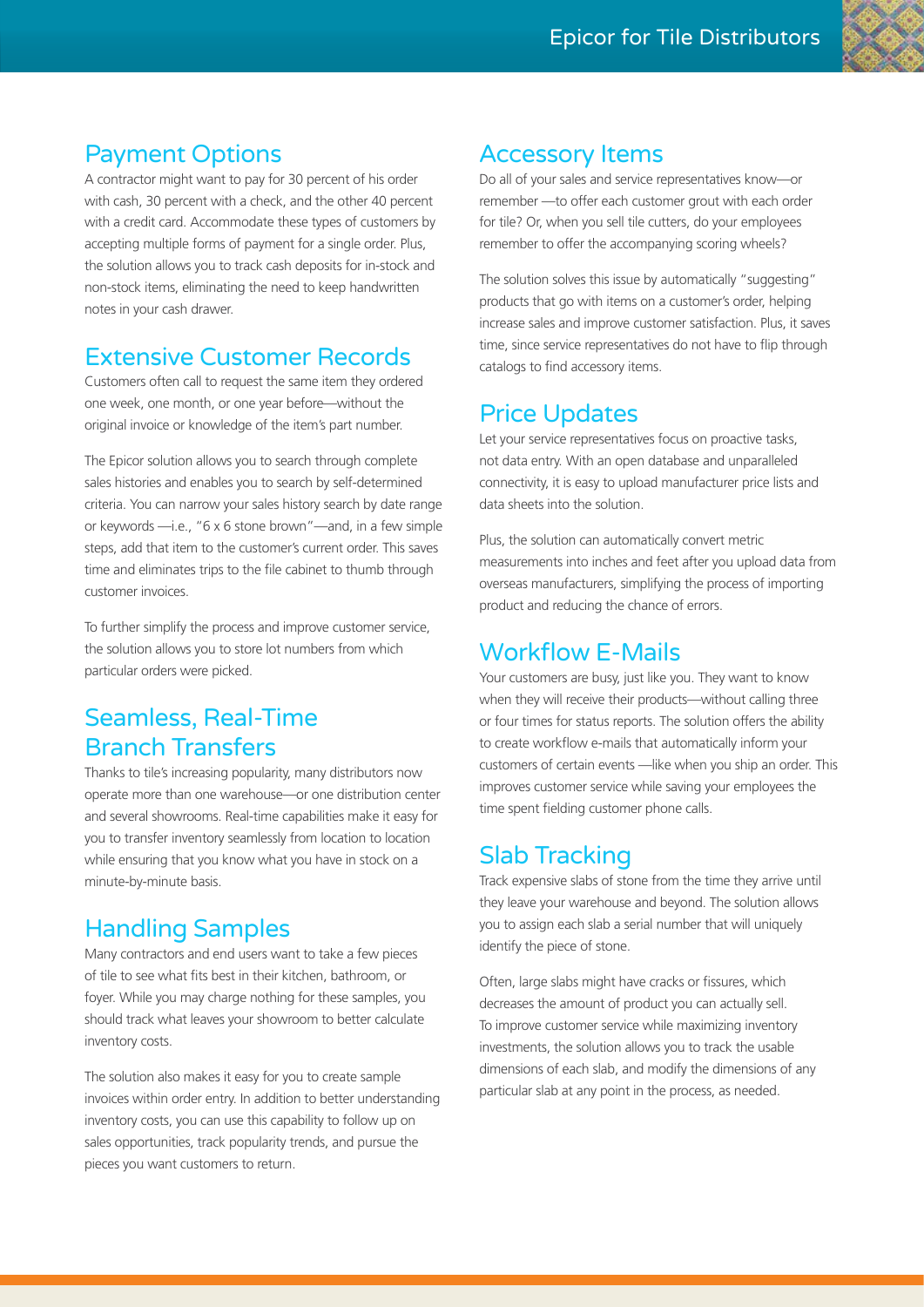## Payment Options

A contractor might want to pay for 30 percent of his order with cash, 30 percent with a check, and the other 40 percent with a credit card. Accommodate these types of customers by accepting multiple forms of payment for a single order. Plus, the solution allows you to track cash deposits for in-stock and non-stock items, eliminating the need to keep handwritten notes in your cash drawer.

## Extensive Customer Records

Customers often call to request the same item they ordered one week, one month, or one year before—without the original invoice or knowledge of the item's part number.

The Epicor solution allows you to search through complete sales histories and enables you to search by self-determined criteria. You can narrow your sales history search by date range or keywords —i.e., "6 x 6 stone brown"—and, in a few simple steps, add that item to the customer's current order. This saves time and eliminates trips to the file cabinet to thumb through customer invoices.

To further simplify the process and improve customer service, the solution allows you to store lot numbers from which particular orders were picked.

## Seamless, Real-Time Branch Transfers

Thanks to tile's increasing popularity, many distributors now operate more than one warehouse—or one distribution center and several showrooms. Real-time capabilities make it easy for you to transfer inventory seamlessly from location to location while ensuring that you know what you have in stock on a minute-by-minute basis.

## Handling Samples

Many contractors and end users want to take a few pieces of tile to see what fits best in their kitchen, bathroom, or foyer. While you may charge nothing for these samples, you should track what leaves your showroom to better calculate inventory costs.

The solution also makes it easy for you to create sample invoices within order entry. In addition to better understanding inventory costs, you can use this capability to follow up on sales opportunities, track popularity trends, and pursue the pieces you want customers to return.

## Accessory Items

Do all of your sales and service representatives know—or remember —to offer each customer grout with each order for tile? Or, when you sell tile cutters, do your employees remember to offer the accompanying scoring wheels?

The solution solves this issue by automatically "suggesting" products that go with items on a customer's order, helping increase sales and improve customer satisfaction. Plus, it saves time, since service representatives do not have to flip through catalogs to find accessory items.

## Price Updates

Let your service representatives focus on proactive tasks, not data entry. With an open database and unparalleled connectivity, it is easy to upload manufacturer price lists and data sheets into the solution.

Plus, the solution can automatically convert metric measurements into inches and feet after you upload data from overseas manufacturers, simplifying the process of importing product and reducing the chance of errors.

## Workflow E-Mails

Your customers are busy, just like you. They want to know when they will receive their products—without calling three or four times for status reports. The solution offers the ability to create workflow e-mails that automatically inform your customers of certain events —like when you ship an order. This improves customer service while saving your employees the time spent fielding customer phone calls.

## Slab Tracking

Track expensive slabs of stone from the time they arrive until they leave your warehouse and beyond. The solution allows you to assign each slab a serial number that will uniquely identify the piece of stone.

Often, large slabs might have cracks or fissures, which decreases the amount of product you can actually sell. To improve customer service while maximizing inventory investments, the solution allows you to track the usable dimensions of each slab, and modify the dimensions of any particular slab at any point in the process, as needed.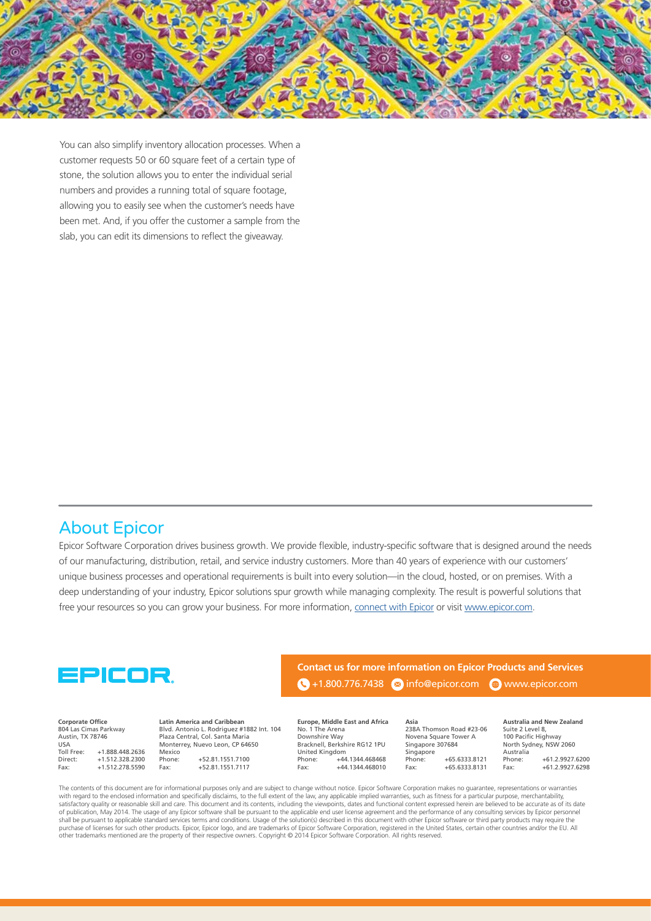You can also simplify inventory allocation processes. When a customer requests 50 or 60 square feet of a certain type of stone, the solution allows you to enter the individual serial numbers and provides a running total of square footage, allowing you to easily see when the customer's needs have been met. And, if you offer the customer a sample from the slab, you can edit its dimensions to reflect the giveaway.

## About Epicor

Epicor Software Corporation drives business growth. We provide flexible, industry-specific software that is designed around the needs of our manufacturing, distribution, retail, and service industry customers. More than 40 years of experience with our customers' unique business processes and operational requirements is built into every solution—in the cloud, hosted, or on premises. With a deep understanding of your industry, Epicor solutions spur growth while managing complexity. The result is powerful solutions that free your resources so you can grow your business. For more information, connect with Epicor or visit www.epicor.com.

EPICOR

**Contact us for more information on Epicor Products and Services**

+1.800.776.7438 info@epicor.com www.epicor.com

**Corporate Office**
804 Las Cimas Parkway
Austin, TX 78746
USA
Toll Free: +1.888.448.2636
Direct: +1.512.328.2300
Fax: +1.512.278.5590

**Latin America and Caribbean**
Blvd. Antonio L. Rodriguez #1882 Int. 104
Plaza Central, Col. Santa Maria
Monterrey, Nuevo Leon, CP 64650
Mexico
Phone: +52.81.1551.7100
Fax: +52.81.1551.7117

**Europe, Middle East and Africa**
No. 1 The Arena
Downshire Way
Bracknell, Berkshire RG12 1PU
United Kingdom
Phone: +44.1344.468468
Fax: +44.1344.468010

**Asia**
238A Thomson Road #23-06
Novena Square Tower A
Singapore 307684
Singapore
Phone: +65.6333.8121
Fax: +65.6333.8131

**Australia and New Zealand**
Suite 2 Level 8,
100 Pacific Highway
North Sydney, NSW 2060
Australia
Phone: +61.2.9927.6200
Fax: +61.2.9927.6298

The contents of this document are for informational purposes only and are subject to change without notice. Epicor Software Corporation makes no guarantee, representations or warranties with regard to the enclosed information and specifically disclaims, to the full extent of the law, any applicable implied warranties, such as fitness for a particular purpose, merchantability, satisfactory quality or reasonable skill and care. This document and its contents, including the viewpoints, dates and functional content expressed herein are believed to be accurate as of its date of publication, May 2014. The usage of any Epicor software shall be pursuant to the applicable end user license agreement and the performance of any consulting services by Epicor personnel shall be pursuant to applicable standard services terms and conditions. Usage of the solution(s) described in this document with other Epicor software or third party products may require the purchase of licenses for such other products. Epicor, Epicor logo, and are trademarks of Epicor Software Corporation, registered in the United States, certain other countries and/or the EU. All other trademarks mentioned are the property of their respective owners. Copyright © 2014 Epicor Software Corporation. All rights reserved.